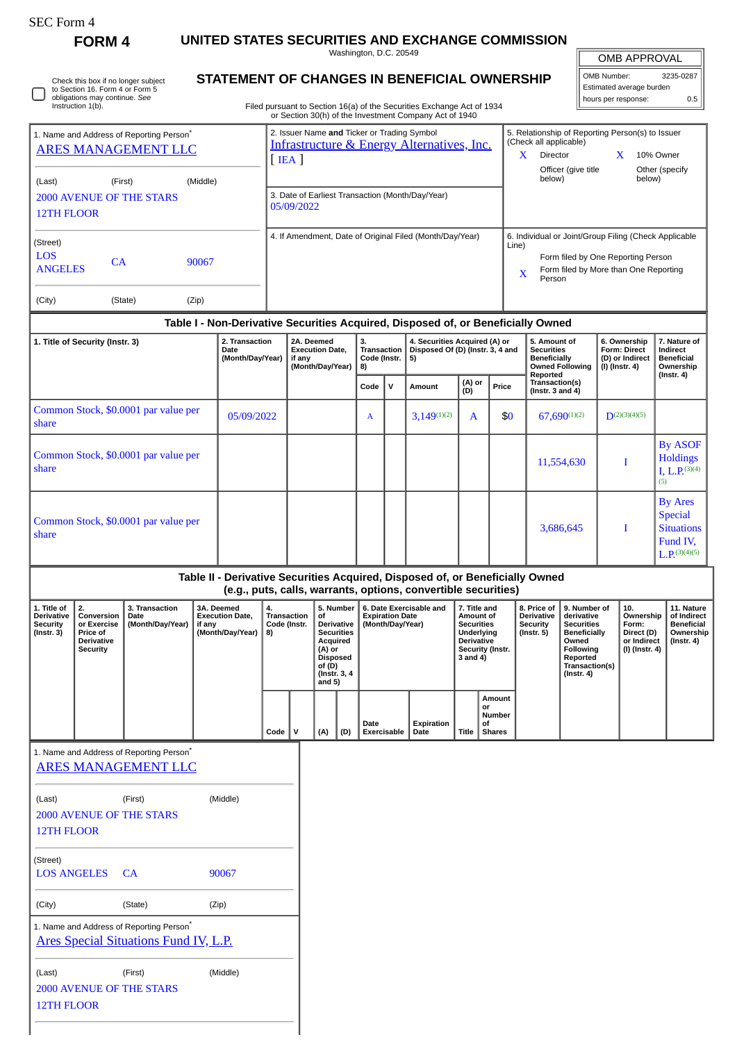SEC Form 4

# FORM 4

## UNITED STATES SECURITIES AND EXCHANGE COMMISSION

Washington, D.C. 20549

## STATEMENT OF CHANGES IN BENEFICIAL OWNERSHIP

Filed pursuant to Section 16(a) of the Securities Exchange Act of 1934 or Section 30(h) of the Investment Company Act of 1940

| OMB APPROVAL | |
|---|---|
| OMB Number: | 3235-0287 |
| Estimated average burden | |
| hours per response: | 0.5 |

☐ Check this box if no longer subject to Section 16. Form 4 or Form 5 obligations may continue. *See* Instruction 1(b).

| 1. Name and Address of Reporting Person* | 2. Issuer Name **and** Ticker or Trading Symbol | 5. Relationship of Reporting Person(s) to Issuer (Check all applicable) |
|---|---|---|
| ARES MANAGEMENT LLC | Infrastructure & Energy Alternatives, Inc. [ IEA ] | X Director; X 10% Owner; Officer (give title below); Other (specify below) |
| (Last) (First) (Middle) 2000 AVENUE OF THE STARS 12TH FLOOR | 3. Date of Earliest Transaction (Month/Day/Year) 05/09/2022 | |
| (Street) LOS ANGELES CA 90067 | 4. If Amendment, Date of Original Filed (Month/Day/Year) | 6. Individual or Joint/Group Filing (Check Applicable Line): Form filed by One Reporting Person; X Form filed by More than One Reporting Person |
| (City) (State) (Zip) | | |

### Table I - Non-Derivative Securities Acquired, Disposed of, or Beneficially Owned

| 1. Title of Security (Instr. 3) | 2. Transaction Date (Month/Day/Year) | 2A. Deemed Execution Date, if any (Month/Day/Year) | 3. Transaction Code (Instr. 8) | | 4. Securities Acquired (A) or Disposed Of (D) (Instr. 3, 4 and 5) | | | 5. Amount of Securities Beneficially Owned Following Reported Transaction(s) (Instr. 3 and 4) | 6. Ownership Form: Direct (D) or Indirect (I) (Instr. 4) | 7. Nature of Indirect Beneficial Ownership (Instr. 4) |
|---|---|---|---|---|---|---|---|---|---|---|
| | | | Code | V | Amount | (A) or (D) | Price | | | |
| Common Stock, $0.0001 par value per share | 05/09/2022 | | A | | 3,149[(1)(2)] | A | $0 | 67,690[(1)(2)] | D[(2)(3)(4)(5)] | |
| Common Stock, $0.0001 par value per share | | | | | | | | 11,554,630 | I | By ASOF Holdings I, L.P.[(3)(4)(5)] |
| Common Stock, $0.0001 par value per share | | | | | | | | 3,686,645 | I | By Ares Special Situations Fund IV, L.P.[(3)(4)(5)] |

### Table II - Derivative Securities Acquired, Disposed of, or Beneficially Owned (e.g., puts, calls, warrants, options, convertible securities)

| 1. Title of Derivative Security (Instr. 3) | 2. Conversion or Exercise Price of Derivative Security | 3. Transaction Date (Month/Day/Year) | 3A. Deemed Execution Date, if any (Month/Day/Year) | 4. Transaction Code (Instr. 8) | | 5. Number of Derivative Securities Acquired (A) or Disposed of (D) (Instr. 3, 4 and 5) | | 6. Date Exercisable and Expiration Date (Month/Day/Year) | | 7. Title and Amount of Securities Underlying Derivative Security (Instr. 3 and 4) | | 8. Price of Derivative Security (Instr. 5) | 9. Number of derivative Securities Beneficially Owned Following Reported Transaction(s) (Instr. 4) | 10. Ownership Form: Direct (D) or Indirect (I) (Instr. 4) | 11. Nature of Indirect Beneficial Ownership (Instr. 4) |
|---|---|---|---|---|---|---|---|---|---|---|---|---|---|---|---|
| | | | | Code | V | (A) | (D) | Date Exercisable | Expiration Date | Title | Amount or Number of Shares | | | | |

1. Name and Address of Reporting Person*

ARES MANAGEMENT LLC

(Last) (First) (Middle)

2000 AVENUE OF THE STARS

12TH FLOOR

(Street)

LOS ANGELES CA 90067

(City) (State) (Zip)

1. Name and Address of Reporting Person*

Ares Special Situations Fund IV, L.P.

(Last) (First) (Middle)

2000 AVENUE OF THE STARS

12TH FLOOR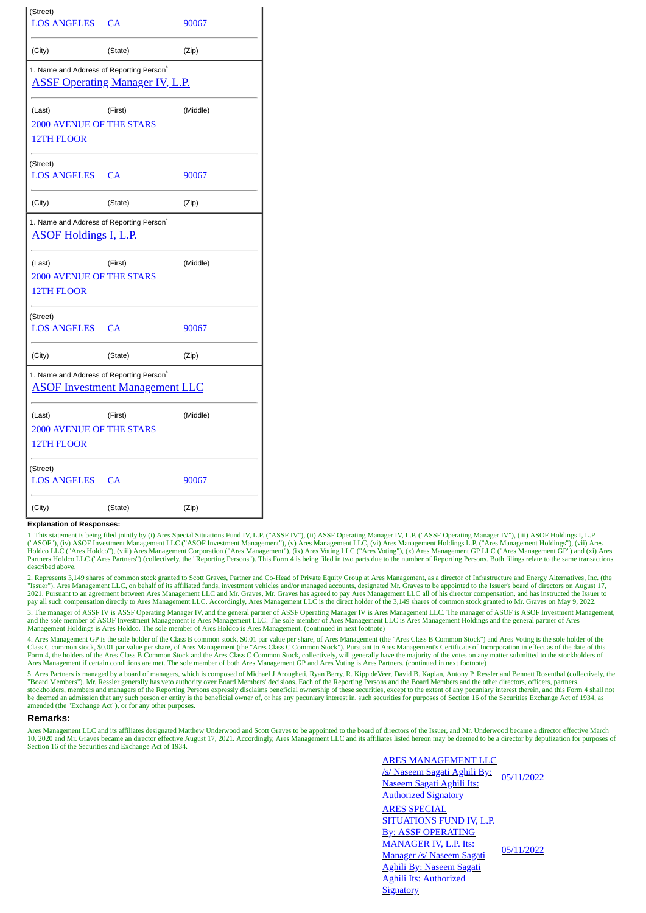| (Street) | | |
|---|---|---|
| LOS ANGELES | CA | 90067 |
| (City) | (State) | (Zip) |

| 1. Name and Address of Reporting Person* | | |
|---|---|---|
| ASSF Operating Manager IV, L.P. | | |
| (Last) | (First) | (Middle) |
| 2000 AVENUE OF THE STARS 12TH FLOOR | | |
| (Street) | | |
| LOS ANGELES | CA | 90067 |
| (City) | (State) | (Zip) |

| 1. Name and Address of Reporting Person* | | |
|---|---|---|
| ASOF Holdings I, L.P. | | |
| (Last) | (First) | (Middle) |
| 2000 AVENUE OF THE STARS 12TH FLOOR | | |
| (Street) | | |
| LOS ANGELES | CA | 90067 |
| (City) | (State) | (Zip) |

| 1. Name and Address of Reporting Person* | | |
|---|---|---|
| ASOF Investment Management LLC | | |
| (Last) | (First) | (Middle) |
| 2000 AVENUE OF THE STARS 12TH FLOOR | | |
| (Street) | | |
| LOS ANGELES | CA | 90067 |
| (City) | (State) | (Zip) |

**Explanation of Responses:**

1. This statement is being filed jointly by (i) Ares Special Situations Fund IV, L.P. ("ASSF IV"), (ii) ASSF Operating Manager IV, L.P. ("ASSF Operating Manager IV"), (iii) ASOF Holdings I, L.P ("ASOF"), (iv) ASOF Investment Management LLC ("ASOF Investment Management"), (v) Ares Management LLC, (vi) Ares Management Holdings L.P. ("Ares Management Holdings"), (vii) Ares Holdco LLC ("Ares Holdco"), (viii) Ares Management Corporation ("Ares Management"), (ix) Ares Voting LLC ("Ares Voting"), (x) Ares Management GP LLC ("Ares Management GP") and (xi) Ares Partners Holdco LLC ("Ares Partners") (collectively, the "Reporting Persons"). This Form 4 is being filed in two parts due to the number of Reporting Persons. Both filings relate to the same transactions described above.

2. Represents 3,149 shares of common stock granted to Scott Graves, Partner and Co-Head of Private Equity Group at Ares Management, as a director of Infrastructure and Energy Alternatives, Inc. (the "Issuer"). Ares Management LLC, on behalf of its affiliated funds, investment vehicles and/or managed accounts, designated Mr. Graves to be appointed to the Issuer's board of directors on August 17, 2021. Pursuant to an agreement between Ares Management LLC and Mr. Graves, Mr. Graves has agreed to pay Ares Management LLC all of his director compensation, and has instructed the Issuer to pay all such compensation directly to Ares Management LLC. Accordingly, Ares Management LLC is the direct holder of the 3,149 shares of common stock granted to Mr. Graves on May 9, 2022.

3. The manager of ASSF IV is ASSF Operating Manager IV, and the general partner of ASSF Operating Manager IV is Ares Management LLC. The manager of ASOF is ASOF Investment Management, and the sole member of ASOF Investment Management is Ares Management LLC. The sole member of Ares Management LLC is Ares Management Holdings and the general partner of Ares Management Holdings is Ares Holdco. The sole member of Ares Holdco is Ares Management. (continued in next footnote)

4. Ares Management GP is the sole holder of the Class B common stock, $0.01 par value per share, of Ares Management (the "Ares Class B Common Stock") and Ares Voting is the sole holder of the Class C common stock, $0.01 par value per share, of Ares Management (the "Ares Class C Common Stock"). Pursuant to Ares Management's Certificate of Incorporation in effect as of the date of this Form 4, the holders of the Ares Class B Common Stock and the Ares Class C Common Stock, collectively, will generally have the majority of the votes on any matter submitted to the stockholders of Ares Management if certain conditions are met. The sole member of both Ares Management GP and Ares Voting is Ares Partners. (continued in next footnote)

5. Ares Partners is managed by a board of managers, which is composed of Michael J Arougheti, Ryan Berry, R. Kipp deVeer, David B. Kaplan, Antony P. Ressler and Bennett Rosenthal (collectively, the "Board Members"). Mr. Ressler generally has veto authority over Board Members' decisions. Each of the Reporting Persons and the Board Members and the other directors, officers, partners, stockholders, members and managers of the Reporting Persons expressly disclaims beneficial ownership of these securities, except to the extent of any pecuniary interest therein, and this Form 4 shall not be deemed an admission that any such person or entity is the beneficial owner of, or has any pecuniary interest in, such securities for purposes of Section 16 of the Securities Exchange Act of 1934, as amended (the "Exchange Act"), or for any other purposes.

**Remarks:**

Ares Management LLC and its affiliates designated Matthew Underwood and Scott Graves to be appointed to the board of directors of the Issuer, and Mr. Underwood became a director effective March 10, 2020 and Mr. Graves became an director effective August 17, 2021. Accordingly, Ares Management LLC and its affiliates listed hereon may be deemed to be a director by deputization for purposes of Section 16 of the Securities and Exchange Act of 1934.

| | |
|---|---|
| ARES MANAGEMENT LLC /s/ Naseem Sagati Aghili By: Naseem Sagati Aghili Its: Authorized Signatory | 05/11/2022 |
| ARES SPECIAL SITUATIONS FUND IV, L.P. By: ASSF OPERATING MANAGER IV, L.P. Its: Manager /s/ Naseem Sagati Aghili By: Naseem Sagati Aghili Its: Authorized Signatory | 05/11/2022 |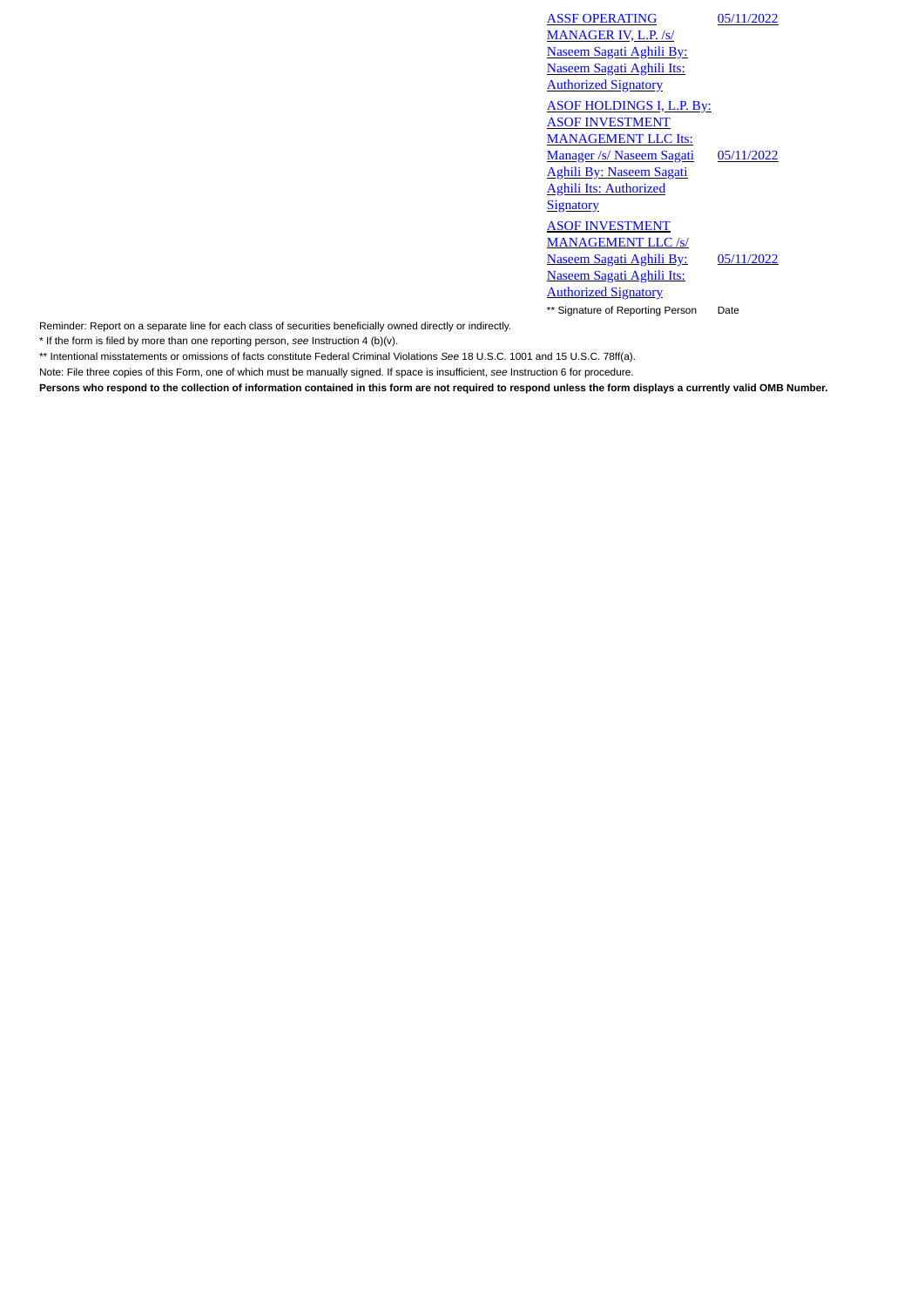| | |
|---|---|
| ASSF OPERATING MANAGER IV, L.P. /s/ Naseem Sagati Aghili By: Naseem Sagati Aghili Its: Authorized Signatory | 05/11/2022 |
| ASOF HOLDINGS I, L.P. By: ASOF INVESTMENT MANAGEMENT LLC Its: Manager /s/ Naseem Sagati Aghili By: Naseem Sagati Aghili Its: Authorized Signatory | 05/11/2022 |
| ASOF INVESTMENT MANAGEMENT LLC /s/ Naseem Sagati Aghili By: Naseem Sagati Aghili Its: Authorized Signatory | 05/11/2022 |
| ** Signature of Reporting Person | Date |

Reminder: Report on a separate line for each class of securities beneficially owned directly or indirectly.

* If the form is filed by more than one reporting person, *see* Instruction 4 (b)(v).

** Intentional misstatements or omissions of facts constitute Federal Criminal Violations *See* 18 U.S.C. 1001 and 15 U.S.C. 78ff(a).

Note: File three copies of this Form, one of which must be manually signed. If space is insufficient, *see* Instruction 6 for procedure.

**Persons who respond to the collection of information contained in this form are not required to respond unless the form displays a currently valid OMB Number.**